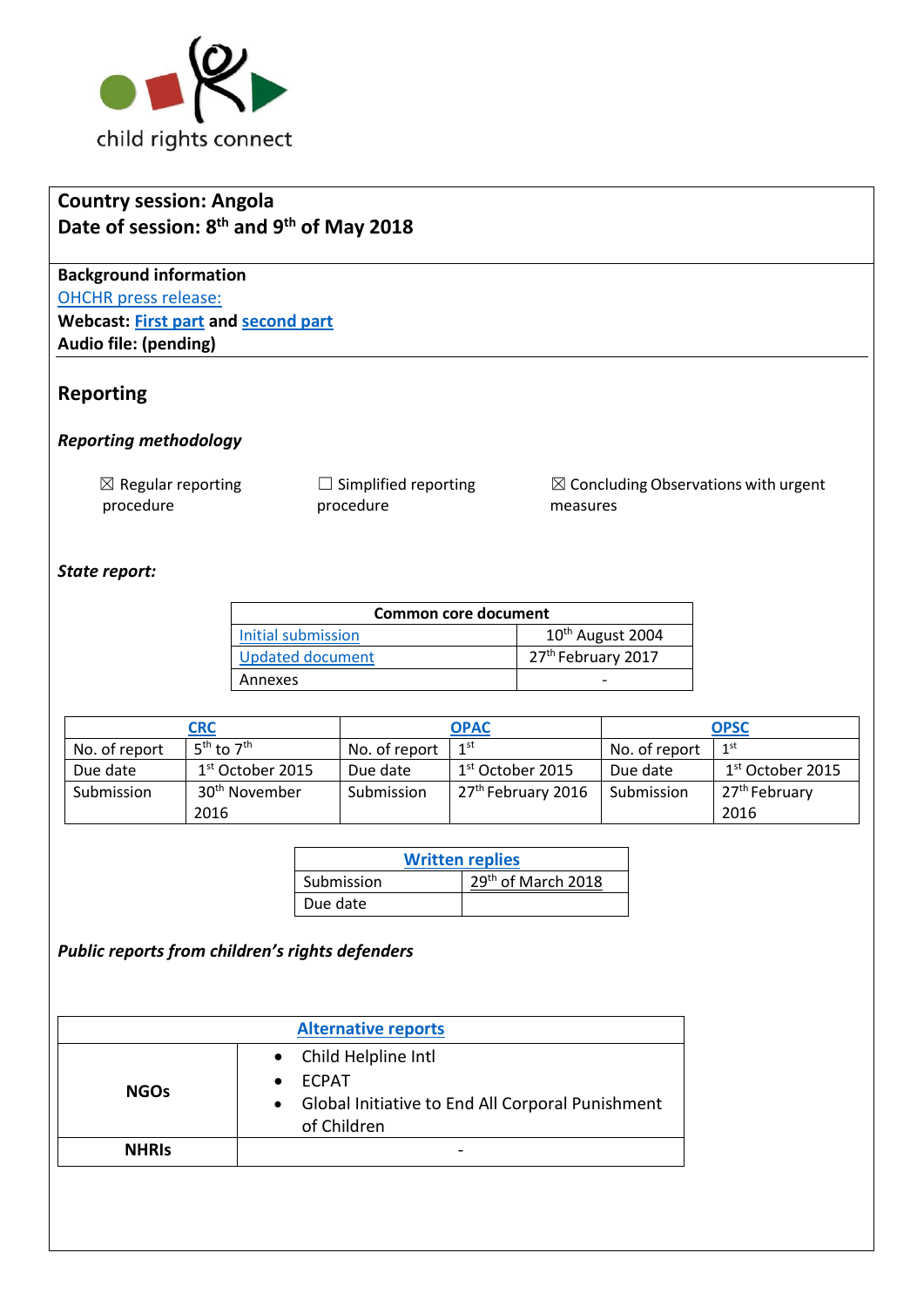child rights connect

**Country session: Angola**
**Date of session: 8th and 9th of May 2018**

**Background information**
OHCHR press release:
**Webcast: First part and second part**
**Audio file: (pending)**

## Reporting

### *Reporting methodology*

☒ Regular reporting procedure ☐ Simplified reporting procedure ☒ Concluding Observations with urgent measures

### *State report:*

| Common core document | |
|---|---|
| Initial submission | 10th August 2004 |
| Updated document | 27th February 2017 |
| Annexes | - |

| CRC | | OPAC | | OPSC | |
|---|---|---|---|---|---|
| No. of report | 5th to 7th | No. of report | 1st | No. of report | 1st |
| Due date | 1st October 2015 | Due date | 1st October 2015 | Due date | 1st October 2015 |
| Submission | 30th November 2016 | Submission | 27th February 2016 | Submission | 27th February 2016 |

| Written replies | |
|---|---|
| Submission | 29th of March 2018 |
| Due date | |

### *Public reports from children's rights defenders*

| Alternative reports | |
|---|---|
| **NGOs** | • Child Helpline Intl<br>• ECPAT<br>• Global Initiative to End All Corporal Punishment of Children |
| **NHRIs** | - |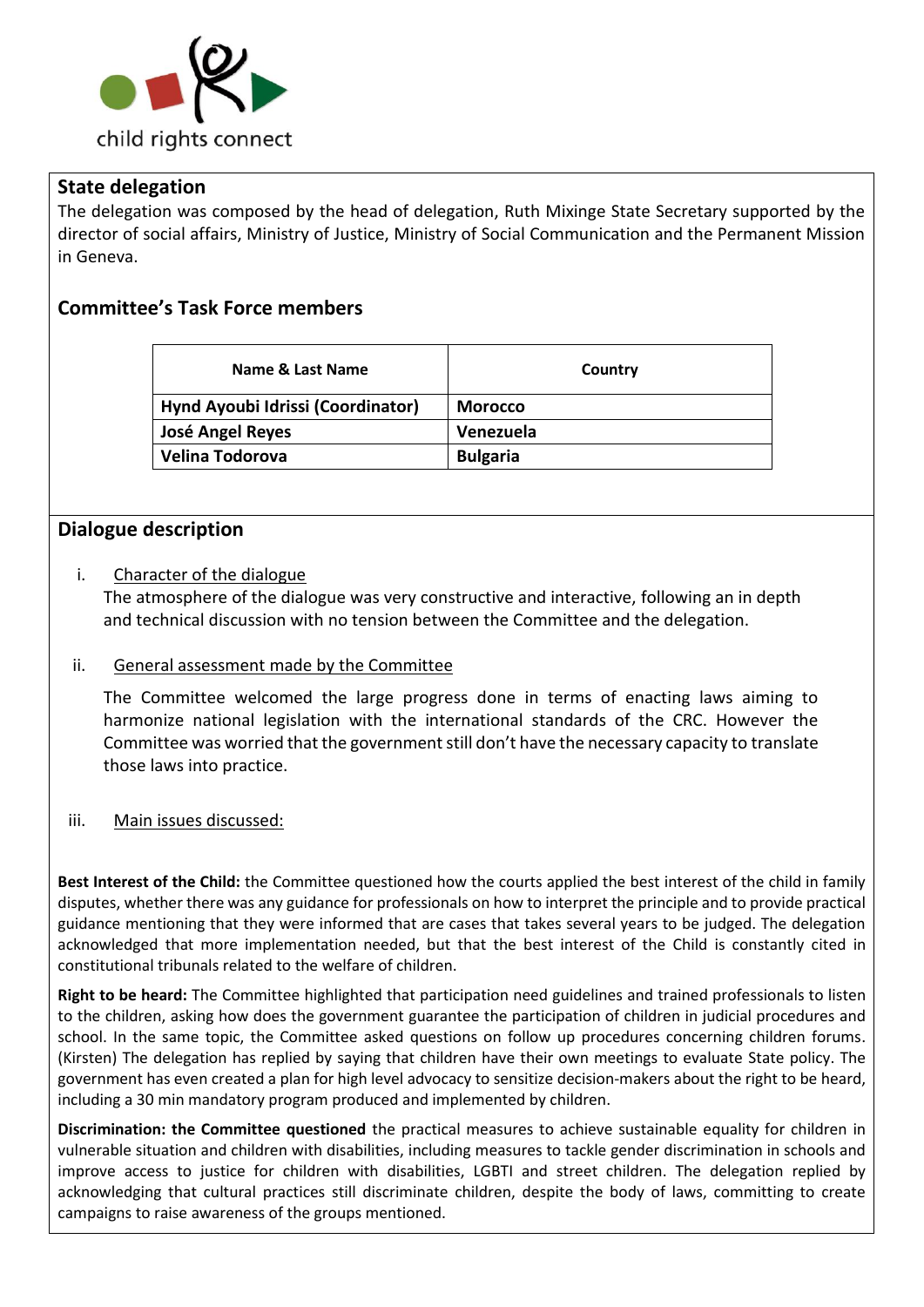## State delegation

The delegation was composed by the head of delegation, Ruth Mixinge State Secretary supported by the director of social affairs, Ministry of Justice, Ministry of Social Communication and the Permanent Mission in Geneva.

## Committee's Task Force members

| Name & Last Name | Country |
|---|---|
| **Hynd Ayoubi Idrissi (Coordinator)** | **Morocco** |
| **José Angel Reyes** | **Venezuela** |
| **Velina Todorova** | **Bulgaria** |

## Dialogue description

i. Character of the dialogue

The atmosphere of the dialogue was very constructive and interactive, following an in depth and technical discussion with no tension between the Committee and the delegation.

ii. General assessment made by the Committee

The Committee welcomed the large progress done in terms of enacting laws aiming to harmonize national legislation with the international standards of the CRC. However the Committee was worried that the government still don't have the necessary capacity to translate those laws into practice.

iii. Main issues discussed:

**Best Interest of the Child:** the Committee questioned how the courts applied the best interest of the child in family disputes, whether there was any guidance for professionals on how to interpret the principle and to provide practical guidance mentioning that they were informed that are cases that takes several years to be judged. The delegation acknowledged that more implementation needed, but that the best interest of the Child is constantly cited in constitutional tribunals related to the welfare of children.

**Right to be heard:** The Committee highlighted that participation need guidelines and trained professionals to listen to the children, asking how does the government guarantee the participation of children in judicial procedures and school. In the same topic, the Committee asked questions on follow up procedures concerning children forums. (Kirsten) The delegation has replied by saying that children have their own meetings to evaluate State policy. The government has even created a plan for high level advocacy to sensitize decision-makers about the right to be heard, including a 30 min mandatory program produced and implemented by children.

**Discrimination: the Committee questioned** the practical measures to achieve sustainable equality for children in vulnerable situation and children with disabilities, including measures to tackle gender discrimination in schools and improve access to justice for children with disabilities, LGBTI and street children. The delegation replied by acknowledging that cultural practices still discriminate children, despite the body of laws, committing to create campaigns to raise awareness of the groups mentioned.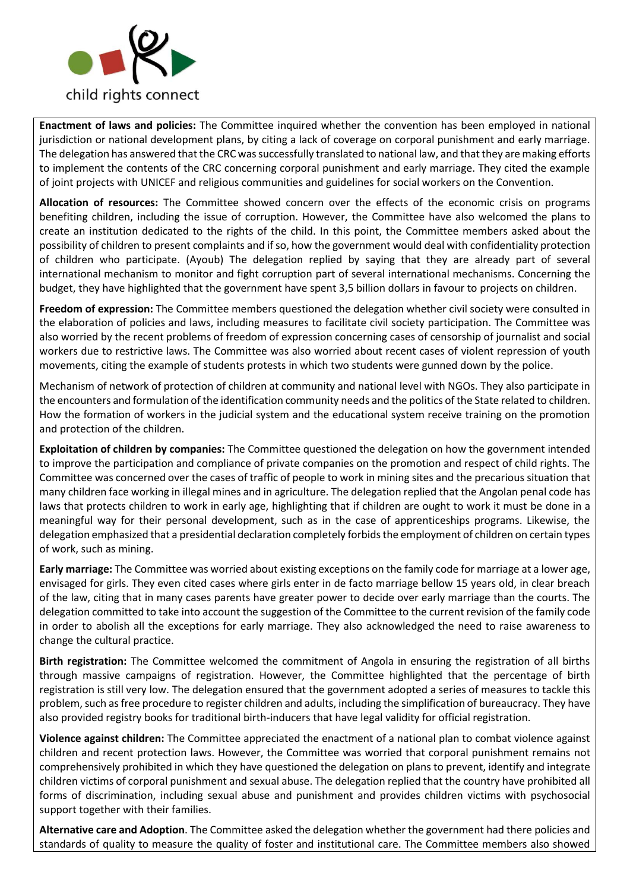**Enactment of laws and policies:** The Committee inquired whether the convention has been employed in national jurisdiction or national development plans, by citing a lack of coverage on corporal punishment and early marriage. The delegation has answered that the CRC was successfully translated to national law, and that they are making efforts to implement the contents of the CRC concerning corporal punishment and early marriage. They cited the example of joint projects with UNICEF and religious communities and guidelines for social workers on the Convention.

**Allocation of resources:** The Committee showed concern over the effects of the economic crisis on programs benefiting children, including the issue of corruption. However, the Committee have also welcomed the plans to create an institution dedicated to the rights of the child. In this point, the Committee members asked about the possibility of children to present complaints and if so, how the government would deal with confidentiality protection of children who participate. (Ayoub) The delegation replied by saying that they are already part of several international mechanism to monitor and fight corruption part of several international mechanisms. Concerning the budget, they have highlighted that the government have spent 3,5 billion dollars in favour to projects on children.

**Freedom of expression:** The Committee members questioned the delegation whether civil society were consulted in the elaboration of policies and laws, including measures to facilitate civil society participation. The Committee was also worried by the recent problems of freedom of expression concerning cases of censorship of journalist and social workers due to restrictive laws. The Committee was also worried about recent cases of violent repression of youth movements, citing the example of students protests in which two students were gunned down by the police.

Mechanism of network of protection of children at community and national level with NGOs. They also participate in the encounters and formulation of the identification community needs and the politics of the State related to children. How the formation of workers in the judicial system and the educational system receive training on the promotion and protection of the children.

**Exploitation of children by companies:** The Committee questioned the delegation on how the government intended to improve the participation and compliance of private companies on the promotion and respect of child rights. The Committee was concerned over the cases of traffic of people to work in mining sites and the precarious situation that many children face working in illegal mines and in agriculture. The delegation replied that the Angolan penal code has laws that protects children to work in early age, highlighting that if children are ought to work it must be done in a meaningful way for their personal development, such as in the case of apprenticeships programs. Likewise, the delegation emphasized that a presidential declaration completely forbids the employment of children on certain types of work, such as mining.

**Early marriage:** The Committee was worried about existing exceptions on the family code for marriage at a lower age, envisaged for girls. They even cited cases where girls enter in de facto marriage bellow 15 years old, in clear breach of the law, citing that in many cases parents have greater power to decide over early marriage than the courts. The delegation committed to take into account the suggestion of the Committee to the current revision of the family code in order to abolish all the exceptions for early marriage. They also acknowledged the need to raise awareness to change the cultural practice.

**Birth registration:** The Committee welcomed the commitment of Angola in ensuring the registration of all births through massive campaigns of registration. However, the Committee highlighted that the percentage of birth registration is still very low. The delegation ensured that the government adopted a series of measures to tackle this problem, such as free procedure to register children and adults, including the simplification of bureaucracy. They have also provided registry books for traditional birth-inducers that have legal validity for official registration.

**Violence against children:** The Committee appreciated the enactment of a national plan to combat violence against children and recent protection laws. However, the Committee was worried that corporal punishment remains not comprehensively prohibited in which they have questioned the delegation on plans to prevent, identify and integrate children victims of corporal punishment and sexual abuse. The delegation replied that the country have prohibited all forms of discrimination, including sexual abuse and punishment and provides children victims with psychosocial support together with their families.

**Alternative care and Adoption**. The Committee asked the delegation whether the government had there policies and standards of quality to measure the quality of foster and institutional care. The Committee members also showed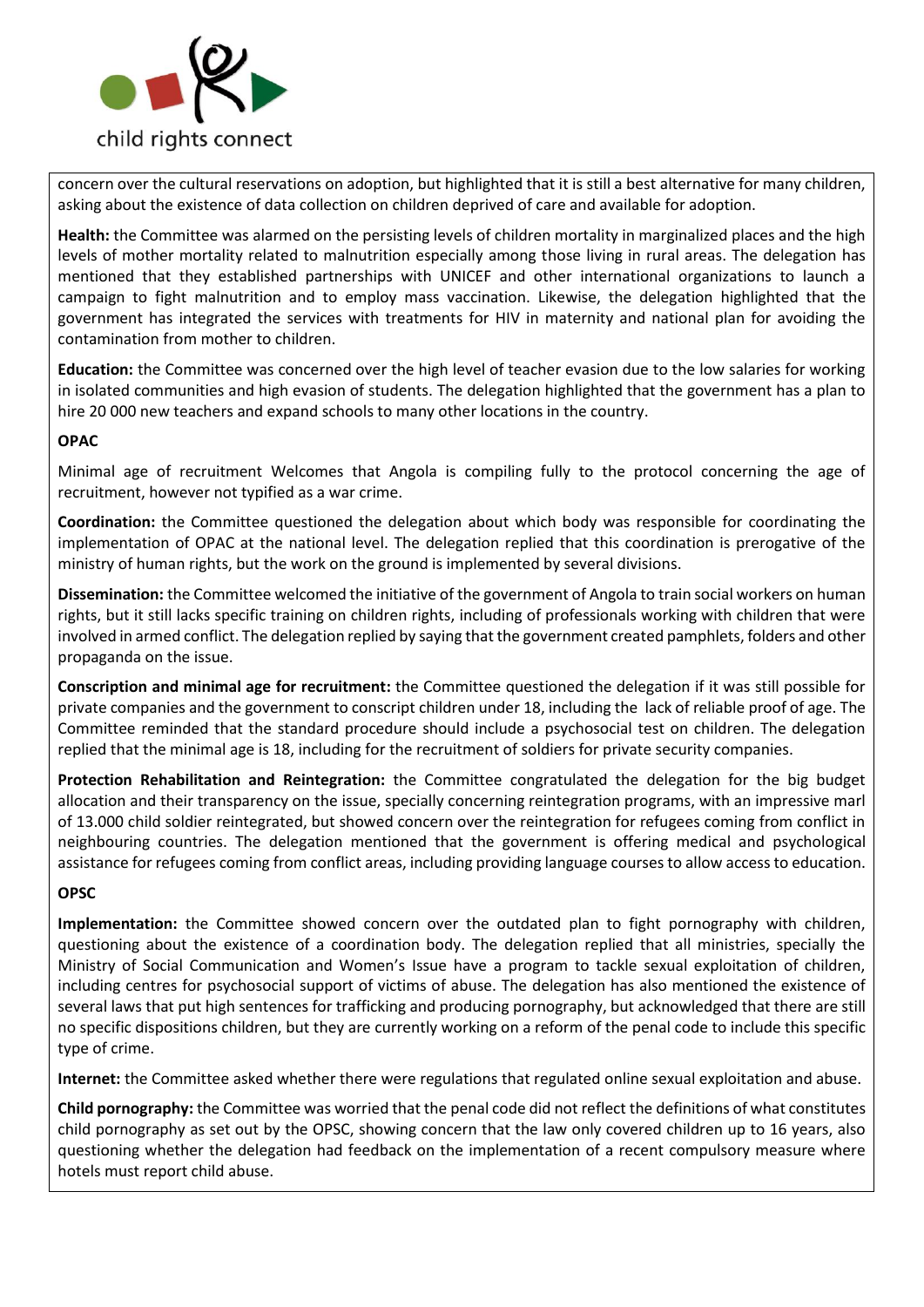concern over the cultural reservations on adoption, but highlighted that it is still a best alternative for many children, asking about the existence of data collection on children deprived of care and available for adoption.

**Health:** the Committee was alarmed on the persisting levels of children mortality in marginalized places and the high levels of mother mortality related to malnutrition especially among those living in rural areas. The delegation has mentioned that they established partnerships with UNICEF and other international organizations to launch a campaign to fight malnutrition and to employ mass vaccination. Likewise, the delegation highlighted that the government has integrated the services with treatments for HIV in maternity and national plan for avoiding the contamination from mother to children.

**Education:** the Committee was concerned over the high level of teacher evasion due to the low salaries for working in isolated communities and high evasion of students. The delegation highlighted that the government has a plan to hire 20 000 new teachers and expand schools to many other locations in the country.

**OPAC**

Minimal age of recruitment Welcomes that Angola is compiling fully to the protocol concerning the age of recruitment, however not typified as a war crime.

**Coordination:** the Committee questioned the delegation about which body was responsible for coordinating the implementation of OPAC at the national level. The delegation replied that this coordination is prerogative of the ministry of human rights, but the work on the ground is implemented by several divisions.

**Dissemination:** the Committee welcomed the initiative of the government of Angola to train social workers on human rights, but it still lacks specific training on children rights, including of professionals working with children that were involved in armed conflict. The delegation replied by saying that the government created pamphlets, folders and other propaganda on the issue.

**Conscription and minimal age for recruitment:** the Committee questioned the delegation if it was still possible for private companies and the government to conscript children under 18, including the lack of reliable proof of age. The Committee reminded that the standard procedure should include a psychosocial test on children. The delegation replied that the minimal age is 18, including for the recruitment of soldiers for private security companies.

**Protection Rehabilitation and Reintegration:** the Committee congratulated the delegation for the big budget allocation and their transparency on the issue, specially concerning reintegration programs, with an impressive marl of 13.000 child soldier reintegrated, but showed concern over the reintegration for refugees coming from conflict in neighbouring countries. The delegation mentioned that the government is offering medical and psychological assistance for refugees coming from conflict areas, including providing language courses to allow access to education.

**OPSC**

**Implementation:** the Committee showed concern over the outdated plan to fight pornography with children, questioning about the existence of a coordination body. The delegation replied that all ministries, specially the Ministry of Social Communication and Women's Issue have a program to tackle sexual exploitation of children, including centres for psychosocial support of victims of abuse. The delegation has also mentioned the existence of several laws that put high sentences for trafficking and producing pornography, but acknowledged that there are still no specific dispositions children, but they are currently working on a reform of the penal code to include this specific type of crime.

**Internet:** the Committee asked whether there were regulations that regulated online sexual exploitation and abuse.

**Child pornography:** the Committee was worried that the penal code did not reflect the definitions of what constitutes child pornography as set out by the OPSC, showing concern that the law only covered children up to 16 years, also questioning whether the delegation had feedback on the implementation of a recent compulsory measure where hotels must report child abuse.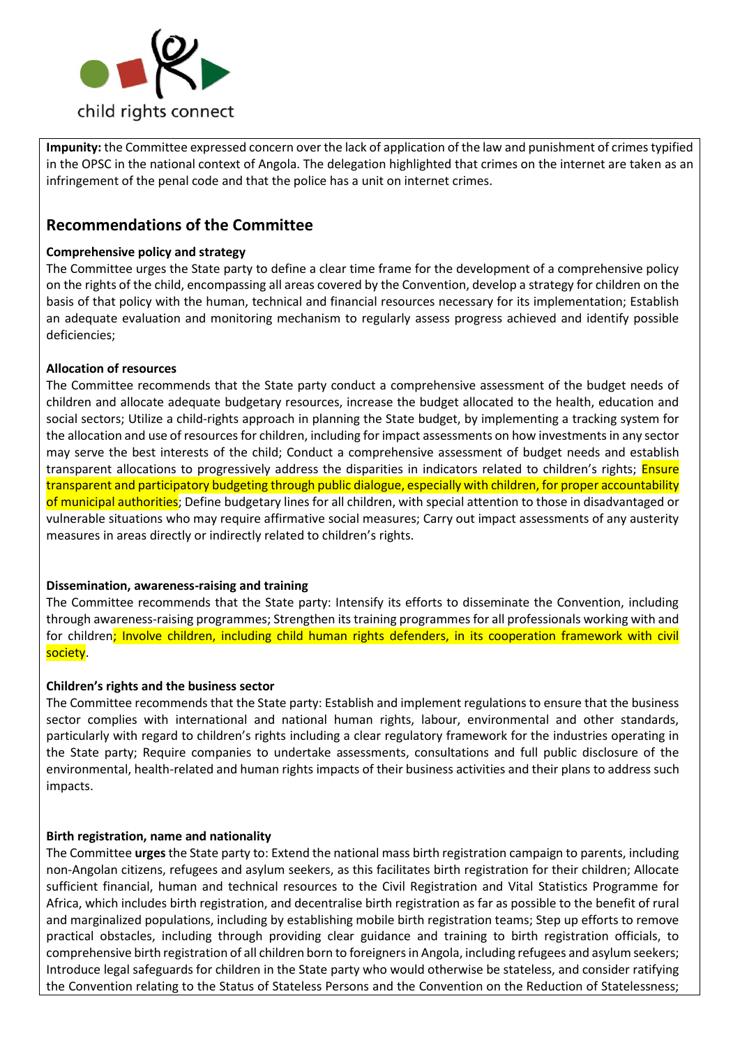**Impunity:** the Committee expressed concern over the lack of application of the law and punishment of crimes typified in the OPSC in the national context of Angola. The delegation highlighted that crimes on the internet are taken as an infringement of the penal code and that the police has a unit on internet crimes.

## Recommendations of the Committee

**Comprehensive policy and strategy**

The Committee urges the State party to define a clear time frame for the development of a comprehensive policy on the rights of the child, encompassing all areas covered by the Convention, develop a strategy for children on the basis of that policy with the human, technical and financial resources necessary for its implementation; Establish an adequate evaluation and monitoring mechanism to regularly assess progress achieved and identify possible deficiencies;

**Allocation of resources**

The Committee recommends that the State party conduct a comprehensive assessment of the budget needs of children and allocate adequate budgetary resources, increase the budget allocated to the health, education and social sectors; Utilize a child-rights approach in planning the State budget, by implementing a tracking system for the allocation and use of resources for children, including for impact assessments on how investments in any sector may serve the best interests of the child; Conduct a comprehensive assessment of budget needs and establish transparent allocations to progressively address the disparities in indicators related to children's rights; Ensure transparent and participatory budgeting through public dialogue, especially with children, for proper accountability of municipal authorities; Define budgetary lines for all children, with special attention to those in disadvantaged or vulnerable situations who may require affirmative social measures; Carry out impact assessments of any austerity measures in areas directly or indirectly related to children's rights.

**Dissemination, awareness-raising and training**

The Committee recommends that the State party: Intensify its efforts to disseminate the Convention, including through awareness-raising programmes; Strengthen its training programmes for all professionals working with and for children; Involve children, including child human rights defenders, in its cooperation framework with civil society.

**Children's rights and the business sector**

The Committee recommends that the State party: Establish and implement regulations to ensure that the business sector complies with international and national human rights, labour, environmental and other standards, particularly with regard to children's rights including a clear regulatory framework for the industries operating in the State party; Require companies to undertake assessments, consultations and full public disclosure of the environmental, health-related and human rights impacts of their business activities and their plans to address such impacts.

**Birth registration, name and nationality**

The Committee **urges** the State party to: Extend the national mass birth registration campaign to parents, including non-Angolan citizens, refugees and asylum seekers, as this facilitates birth registration for their children; Allocate sufficient financial, human and technical resources to the Civil Registration and Vital Statistics Programme for Africa, which includes birth registration, and decentralise birth registration as far as possible to the benefit of rural and marginalized populations, including by establishing mobile birth registration teams; Step up efforts to remove practical obstacles, including through providing clear guidance and training to birth registration officials, to comprehensive birth registration of all children born to foreigners in Angola, including refugees and asylum seekers; Introduce legal safeguards for children in the State party who would otherwise be stateless, and consider ratifying the Convention relating to the Status of Stateless Persons and the Convention on the Reduction of Statelessness;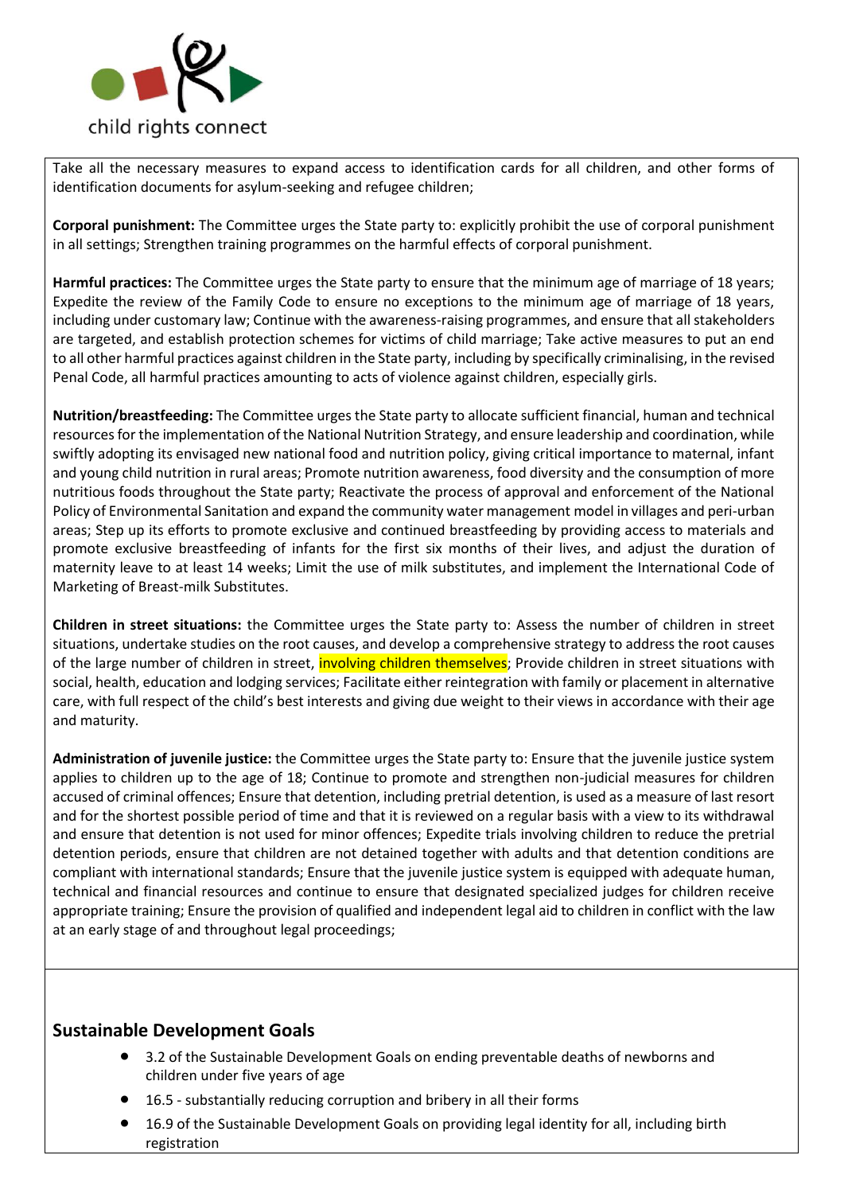Take all the necessary measures to expand access to identification cards for all children, and other forms of identification documents for asylum-seeking and refugee children;

**Corporal punishment:** The Committee urges the State party to: explicitly prohibit the use of corporal punishment in all settings; Strengthen training programmes on the harmful effects of corporal punishment.

**Harmful practices:** The Committee urges the State party to ensure that the minimum age of marriage of 18 years; Expedite the review of the Family Code to ensure no exceptions to the minimum age of marriage of 18 years, including under customary law; Continue with the awareness-raising programmes, and ensure that all stakeholders are targeted, and establish protection schemes for victims of child marriage; Take active measures to put an end to all other harmful practices against children in the State party, including by specifically criminalising, in the revised Penal Code, all harmful practices amounting to acts of violence against children, especially girls.

**Nutrition/breastfeeding:** The Committee urges the State party to allocate sufficient financial, human and technical resources for the implementation of the National Nutrition Strategy, and ensure leadership and coordination, while swiftly adopting its envisaged new national food and nutrition policy, giving critical importance to maternal, infant and young child nutrition in rural areas; Promote nutrition awareness, food diversity and the consumption of more nutritious foods throughout the State party; Reactivate the process of approval and enforcement of the National Policy of Environmental Sanitation and expand the community water management model in villages and peri-urban areas; Step up its efforts to promote exclusive and continued breastfeeding by providing access to materials and promote exclusive breastfeeding of infants for the first six months of their lives, and adjust the duration of maternity leave to at least 14 weeks; Limit the use of milk substitutes, and implement the International Code of Marketing of Breast-milk Substitutes.

**Children in street situations:** the Committee urges the State party to: Assess the number of children in street situations, undertake studies on the root causes, and develop a comprehensive strategy to address the root causes of the large number of children in street, involving children themselves; Provide children in street situations with social, health, education and lodging services; Facilitate either reintegration with family or placement in alternative care, with full respect of the child's best interests and giving due weight to their views in accordance with their age and maturity.

**Administration of juvenile justice:** the Committee urges the State party to: Ensure that the juvenile justice system applies to children up to the age of 18; Continue to promote and strengthen non-judicial measures for children accused of criminal offences; Ensure that detention, including pretrial detention, is used as a measure of last resort and for the shortest possible period of time and that it is reviewed on a regular basis with a view to its withdrawal and ensure that detention is not used for minor offences; Expedite trials involving children to reduce the pretrial detention periods, ensure that children are not detained together with adults and that detention conditions are compliant with international standards; Ensure that the juvenile justice system is equipped with adequate human, technical and financial resources and continue to ensure that designated specialized judges for children receive appropriate training; Ensure the provision of qualified and independent legal aid to children in conflict with the law at an early stage of and throughout legal proceedings;

## Sustainable Development Goals

- 3.2 of the Sustainable Development Goals on ending preventable deaths of newborns and children under five years of age
- 16.5 - substantially reducing corruption and bribery in all their forms
- 16.9 of the Sustainable Development Goals on providing legal identity for all, including birth registration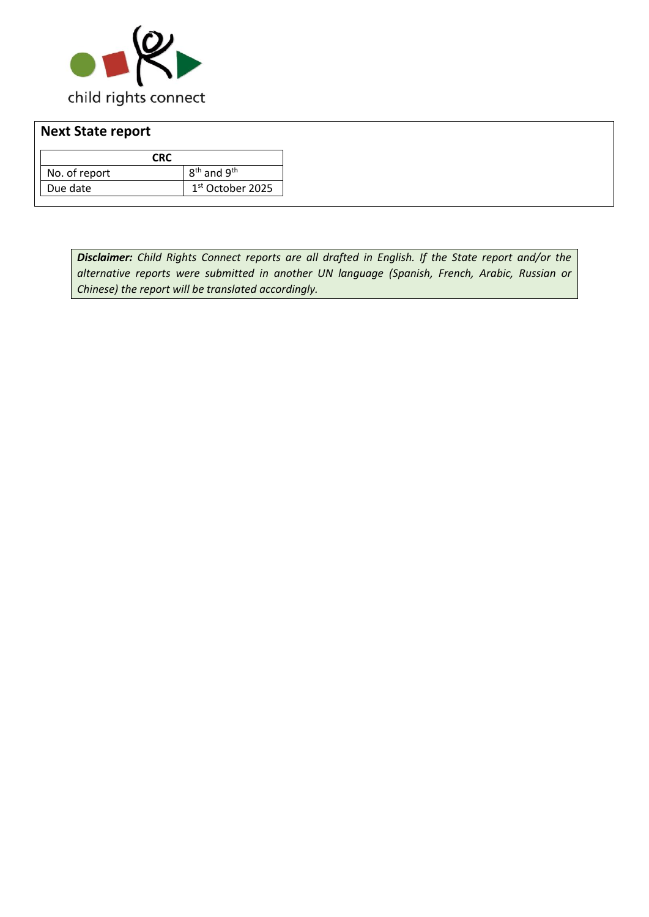child rights connect

## Next State report

| CRC | |
|---|---|
| No. of report | 8th and 9th |
| Due date | 1st October 2025 |

***Disclaimer:*** *Child Rights Connect reports are all drafted in English. If the State report and/or the alternative reports were submitted in another UN language (Spanish, French, Arabic, Russian or Chinese) the report will be translated accordingly.*